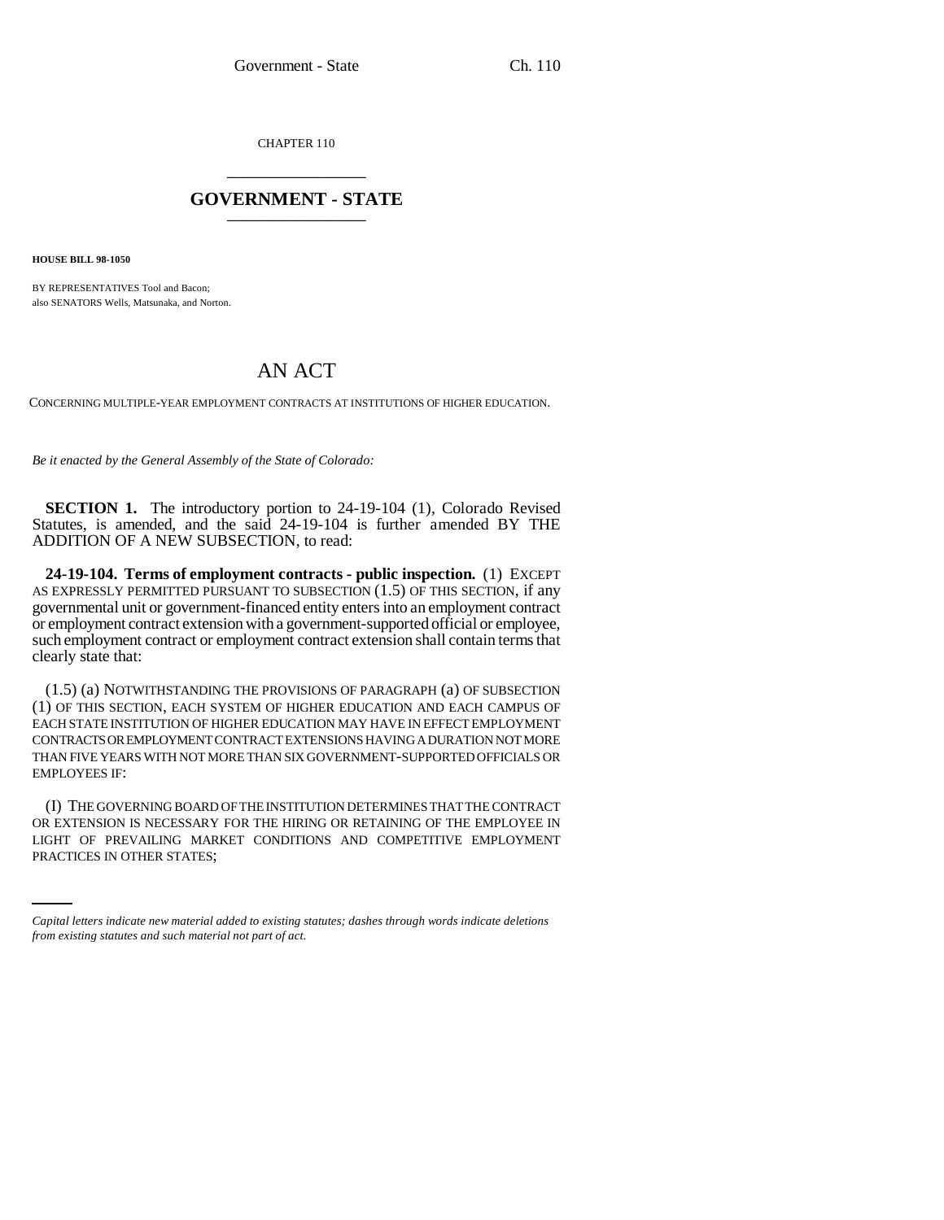CHAPTER 110

# GOVERNMENT - STATE

**HOUSE BILL 98-1050**

BY REPRESENTATIVES Tool and Bacon;
also SENATORS Wells, Matsunaka, and Norton.

# AN ACT

CONCERNING MULTIPLE-YEAR EMPLOYMENT CONTRACTS AT INSTITUTIONS OF HIGHER EDUCATION.

*Be it enacted by the General Assembly of the State of Colorado:*

**SECTION 1.** The introductory portion to 24-19-104 (1), Colorado Revised Statutes, is amended, and the said 24-19-104 is further amended BY THE ADDITION OF A NEW SUBSECTION, to read:

**24-19-104. Terms of employment contracts - public inspection.** (1) EXCEPT AS EXPRESSLY PERMITTED PURSUANT TO SUBSECTION (1.5) OF THIS SECTION, if any governmental unit or government-financed entity enters into an employment contract or employment contract extension with a government-supported official or employee, such employment contract or employment contract extension shall contain terms that clearly state that:

(1.5) (a) NOTWITHSTANDING THE PROVISIONS OF PARAGRAPH (a) OF SUBSECTION (1) OF THIS SECTION, EACH SYSTEM OF HIGHER EDUCATION AND EACH CAMPUS OF EACH STATE INSTITUTION OF HIGHER EDUCATION MAY HAVE IN EFFECT EMPLOYMENT CONTRACTS OR EMPLOYMENT CONTRACT EXTENSIONS HAVING A DURATION NOT MORE THAN FIVE YEARS WITH NOT MORE THAN SIX GOVERNMENT-SUPPORTED OFFICIALS OR EMPLOYEES IF:

(I) THE GOVERNING BOARD OF THE INSTITUTION DETERMINES THAT THE CONTRACT OR EXTENSION IS NECESSARY FOR THE HIRING OR RETAINING OF THE EMPLOYEE IN LIGHT OF PREVAILING MARKET CONDITIONS AND COMPETITIVE EMPLOYMENT PRACTICES IN OTHER STATES;

*Capital letters indicate new material added to existing statutes; dashes through words indicate deletions from existing statutes and such material not part of act.*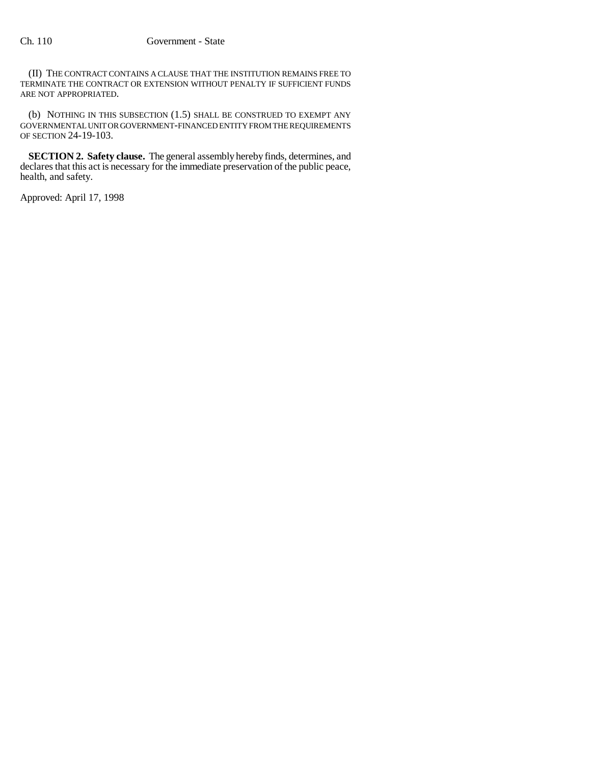(II) THE CONTRACT CONTAINS A CLAUSE THAT THE INSTITUTION REMAINS FREE TO TERMINATE THE CONTRACT OR EXTENSION WITHOUT PENALTY IF SUFFICIENT FUNDS ARE NOT APPROPRIATED.

(b) NOTHING IN THIS SUBSECTION (1.5) SHALL BE CONSTRUED TO EXEMPT ANY GOVERNMENTAL UNIT OR GOVERNMENT-FINANCED ENTITY FROM THE REQUIREMENTS OF SECTION 24-19-103.

**SECTION 2. Safety clause.** The general assembly hereby finds, determines, and declares that this act is necessary for the immediate preservation of the public peace, health, and safety.

Approved: April 17, 1998